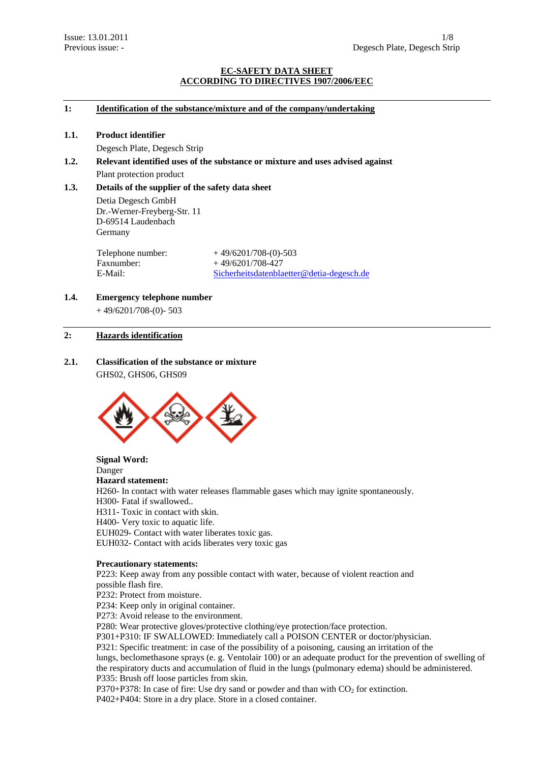Issue: 13.01.2011
Previous issue: -

Degesch Plate, Degesch Strip

**EC-SAFETY DATA SHEET**
**ACCORDING TO DIRECTIVES 1907/2006/EEC**

## 1: Identification of the substance/mixture and of the company/undertaking

### 1.1. Product identifier

Degesch Plate, Degesch Strip

### 1.2. Relevant identified uses of the substance or mixture and uses advised against

Plant protection product

### 1.3. Details of the supplier of the safety data sheet

Detia Degesch GmbH
Dr.-Werner-Freyberg-Str. 11
D-69514 Laudenbach
Germany

| | |
|---|---|
| Telephone number: | + 49/6201/708-(0)-503 |
| Faxnumber: | + 49/6201/708-427 |
| E-Mail: | Sicherheitsdatenblaetter@detia-degesch.de |

### 1.4. Emergency telephone number

+ 49/6201/708-(0)- 503

## 2: Hazards identification

### 2.1. Classification of the substance or mixture

GHS02, GHS06, GHS09

**Signal Word:**
Danger

**Hazard statement:**
H260- In contact with water releases flammable gases which may ignite spontaneously.
H300- Fatal if swallowed..
H311- Toxic in contact with skin.
H400- Very toxic to aquatic life.
EUH029- Contact with water liberates toxic gas.
EUH032- Contact with acids liberates very toxic gas

**Precautionary statements:**
P223: Keep away from any possible contact with water, because of violent reaction and possible flash fire.
P232: Protect from moisture.
P234: Keep only in original container.
P273: Avoid release to the environment.
P280: Wear protective gloves/protective clothing/eye protection/face protection.
P301+P310: IF SWALLOWED: Immediately call a POISON CENTER or doctor/physician.
P321: Specific treatment: in case of the possibility of a poisoning, causing an irritation of the lungs, beclomethasone sprays (e. g. Ventolair 100) or an adequate product for the prevention of swelling of the respiratory ducts and accumulation of fluid in the lungs (pulmonary edema) should be administered.
P335: Brush off loose particles from skin.
P370+P378: In case of fire: Use dry sand or powder and than with $CO_2$ for extinction.
P402+P404: Store in a dry place. Store in a closed container.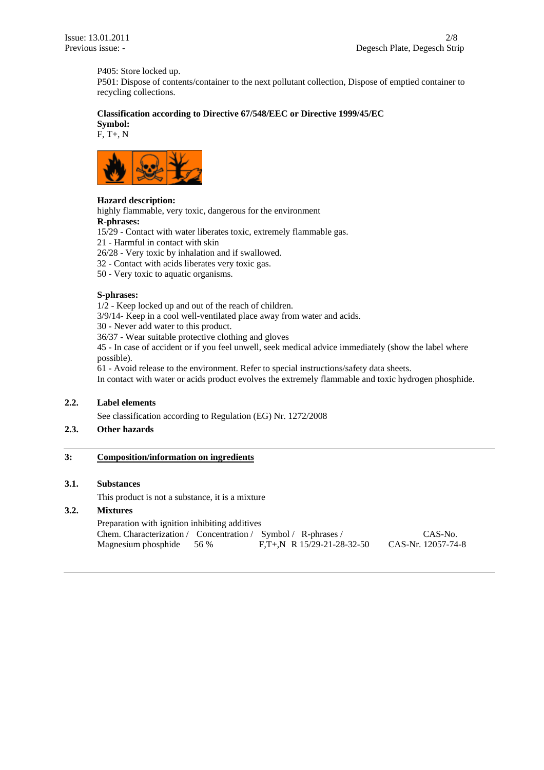P405: Store locked up.
P501: Dispose of contents/container to the next pollutant collection, Dispose of emptied container to recycling collections.

**Classification according to Directive 67/548/EEC or Directive 1999/45/EC**
**Symbol:**
F, T+, N

**Hazard description:**
highly flammable, very toxic, dangerous for the environment
**R-phrases:**
15/29 - Contact with water liberates toxic, extremely flammable gas.
21 - Harmful in contact with skin
26/28 - Very toxic by inhalation and if swallowed.
32 - Contact with acids liberates very toxic gas.
50 - Very toxic to aquatic organisms.

**S-phrases:**
1/2 - Keep locked up and out of the reach of children.
3/9/14- Keep in a cool well-ventilated place away from water and acids.
30 - Never add water to this product.
36/37 - Wear suitable protective clothing and gloves
45 - In case of accident or if you feel unwell, seek medical advice immediately (show the label where possible).
61 - Avoid release to the environment. Refer to special instructions/safety data sheets.
In contact with water or acids product evolves the extremely flammable and toxic hydrogen phosphide.

## 2.2. Label elements

See classification according to Regulation (EG) Nr. 1272/2008

## 2.3. Other hazards

# 3: Composition/information on ingredients

## 3.1. Substances

This product is not a substance, it is a mixture

## 3.2. Mixtures

Preparation with ignition inhibiting additives

| Chem. Characterization / | Concentration / | Symbol / | R-phrases / | CAS-No. |
|---|---|---|---|---|
| Magnesium phosphide | 56 % | F,T+,N | R 15/29-21-28-32-50 | CAS-Nr. 12057-74-8 |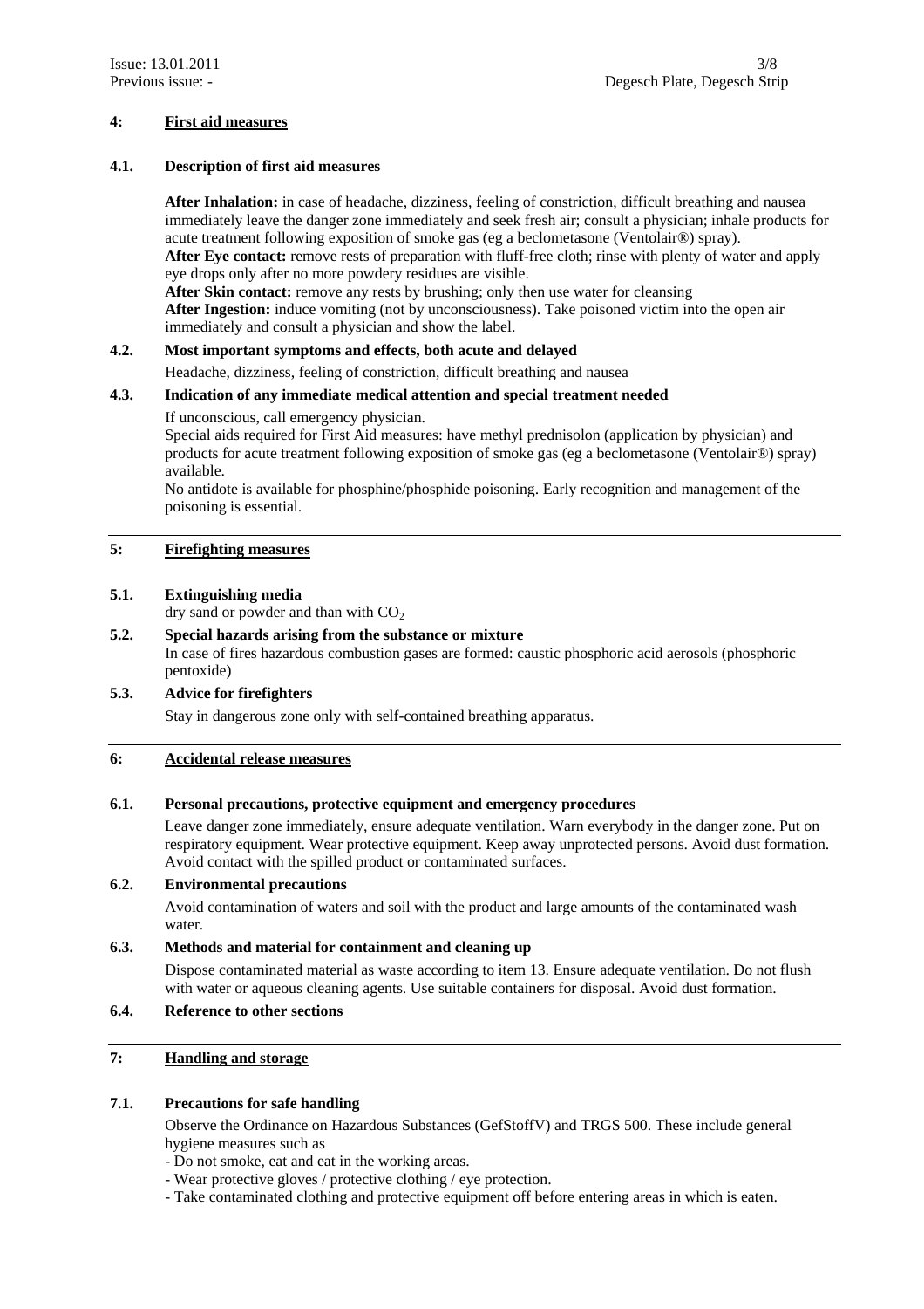## 4: First aid measures

### 4.1. Description of first aid measures

**After Inhalation:** in case of headache, dizziness, feeling of constriction, difficult breathing and nausea immediately leave the danger zone immediately and seek fresh air; consult a physician; inhale products for acute treatment following exposition of smoke gas (eg a beclometasone (Ventolair®) spray).
**After Eye contact:** remove rests of preparation with fluff-free cloth; rinse with plenty of water and apply eye drops only after no more powdery residues are visible.
**After Skin contact:** remove any rests by brushing; only then use water for cleansing
**After Ingestion:** induce vomiting (not by unconsciousness). Take poisoned victim into the open air immediately and consult a physician and show the label.

### 4.2. Most important symptoms and effects, both acute and delayed

Headache, dizziness, feeling of constriction, difficult breathing and nausea

### 4.3. Indication of any immediate medical attention and special treatment needed

If unconscious, call emergency physician.
Special aids required for First Aid measures: have methyl prednisolon (application by physician) and products for acute treatment following exposition of smoke gas (eg a beclometasone (Ventolair®) spray) available.
No antidote is available for phosphine/phosphide poisoning. Early recognition and management of the poisoning is essential.

## 5: Firefighting measures

### 5.1. Extinguishing media

dry sand or powder and than with $CO_2$

### 5.2. Special hazards arising from the substance or mixture

In case of fires hazardous combustion gases are formed: caustic phosphoric acid aerosols (phosphoric pentoxide)

### 5.3. Advice for firefighters

Stay in dangerous zone only with self-contained breathing apparatus.

## 6: Accidental release measures

### 6.1. Personal precautions, protective equipment and emergency procedures

Leave danger zone immediately, ensure adequate ventilation. Warn everybody in the danger zone. Put on respiratory equipment. Wear protective equipment. Keep away unprotected persons. Avoid dust formation. Avoid contact with the spilled product or contaminated surfaces.

### 6.2. Environmental precautions

Avoid contamination of waters and soil with the product and large amounts of the contaminated wash water.

### 6.3. Methods and material for containment and cleaning up

Dispose contaminated material as waste according to item 13. Ensure adequate ventilation. Do not flush with water or aqueous cleaning agents. Use suitable containers for disposal. Avoid dust formation.

### 6.4. Reference to other sections

## 7: Handling and storage

### 7.1. Precautions for safe handling

Observe the Ordinance on Hazardous Substances (GefStoffV) and TRGS 500. These include general hygiene measures such as

- Do not smoke, eat and eat in the working areas.
- Wear protective gloves / protective clothing / eye protection.
- Take contaminated clothing and protective equipment off before entering areas in which is eaten.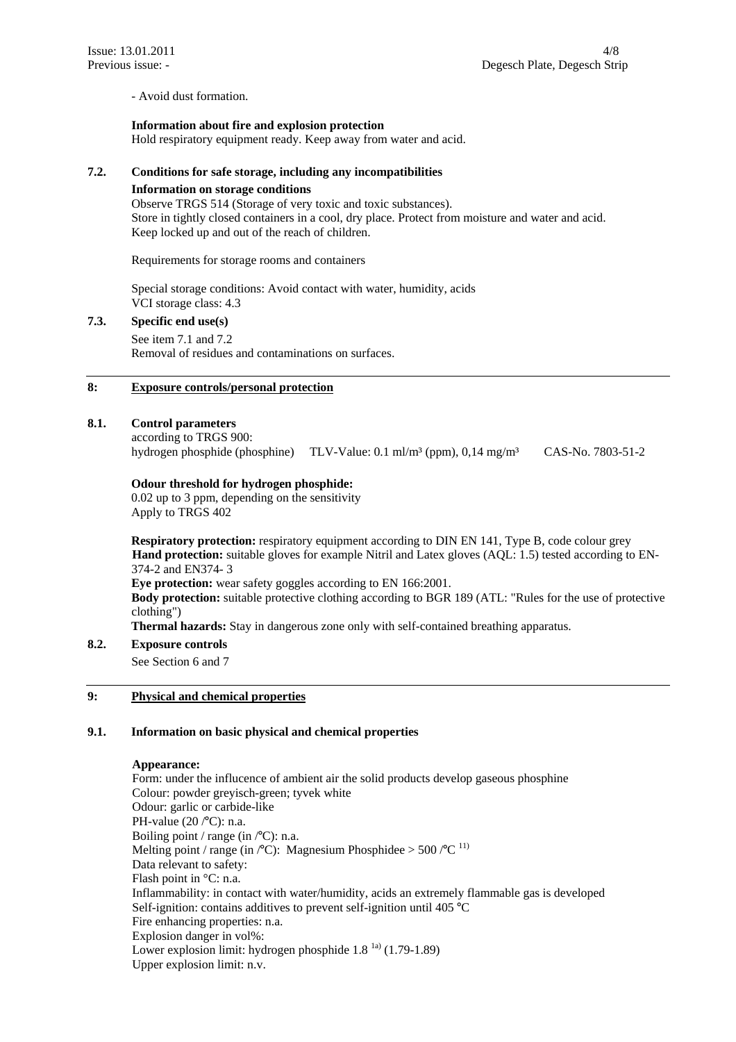- Avoid dust formation.

**Information about fire and explosion protection**
Hold respiratory equipment ready. Keep away from water and acid.

### 7.2. Conditions for safe storage, including any incompatibilities

**Information on storage conditions**
Observe TRGS 514 (Storage of very toxic and toxic substances).
Store in tightly closed containers in a cool, dry place. Protect from moisture and water and acid.
Keep locked up and out of the reach of children.

Requirements for storage rooms and containers

Special storage conditions: Avoid contact with water, humidity, acids
VCI storage class: 4.3

### 7.3. Specific end use(s)

See item 7.1 and 7.2
Removal of residues and contaminations on surfaces.

## 8: Exposure controls/personal protection

### 8.1. Control parameters

according to TRGS 900:
hydrogen phosphide (phosphine) TLV-Value: 0.1 ml/m³ (ppm), 0,14 mg/m³ CAS-No. 7803-51-2

**Odour threshold for hydrogen phosphide:**
0.02 up to 3 ppm, depending on the sensitivity
Apply to TRGS 402

**Respiratory protection:** respiratory equipment according to DIN EN 141, Type B, code colour grey
**Hand protection:** suitable gloves for example Nitril and Latex gloves (AQL: 1.5) tested according to EN-374-2 and EN374- 3
**Eye protection:** wear safety goggles according to EN 166:2001.
**Body protection:** suitable protective clothing according to BGR 189 (ATL: "Rules for the use of protective clothing")
**Thermal hazards:** Stay in dangerous zone only with self-contained breathing apparatus.

### 8.2. Exposure controls

See Section 6 and 7

## 9: Physical and chemical properties

### 9.1. Information on basic physical and chemical properties

**Appearance:**
Form: under the influcence of ambient air the solid products develop gaseous phosphine
Colour: powder greyisch-green; tyvek white
Odour: garlic or carbide-like
PH-value (20 /°C): n.a.
Boiling point / range (in /°C): n.a.
Melting point / range (in /°C): Magnesium Phosphidee > 500 /°C [11)]
Data relevant to safety:
Flash point in °C: n.a.
Inflammability: in contact with water/humidity, acids an extremely flammable gas is developed
Self-ignition: contains additives to prevent self-ignition until 405 °C
Fire enhancing properties: n.a.
Explosion danger in vol%:
Lower explosion limit: hydrogen phosphide 1.8 [1a)] (1.79-1.89)
Upper explosion limit: n.v.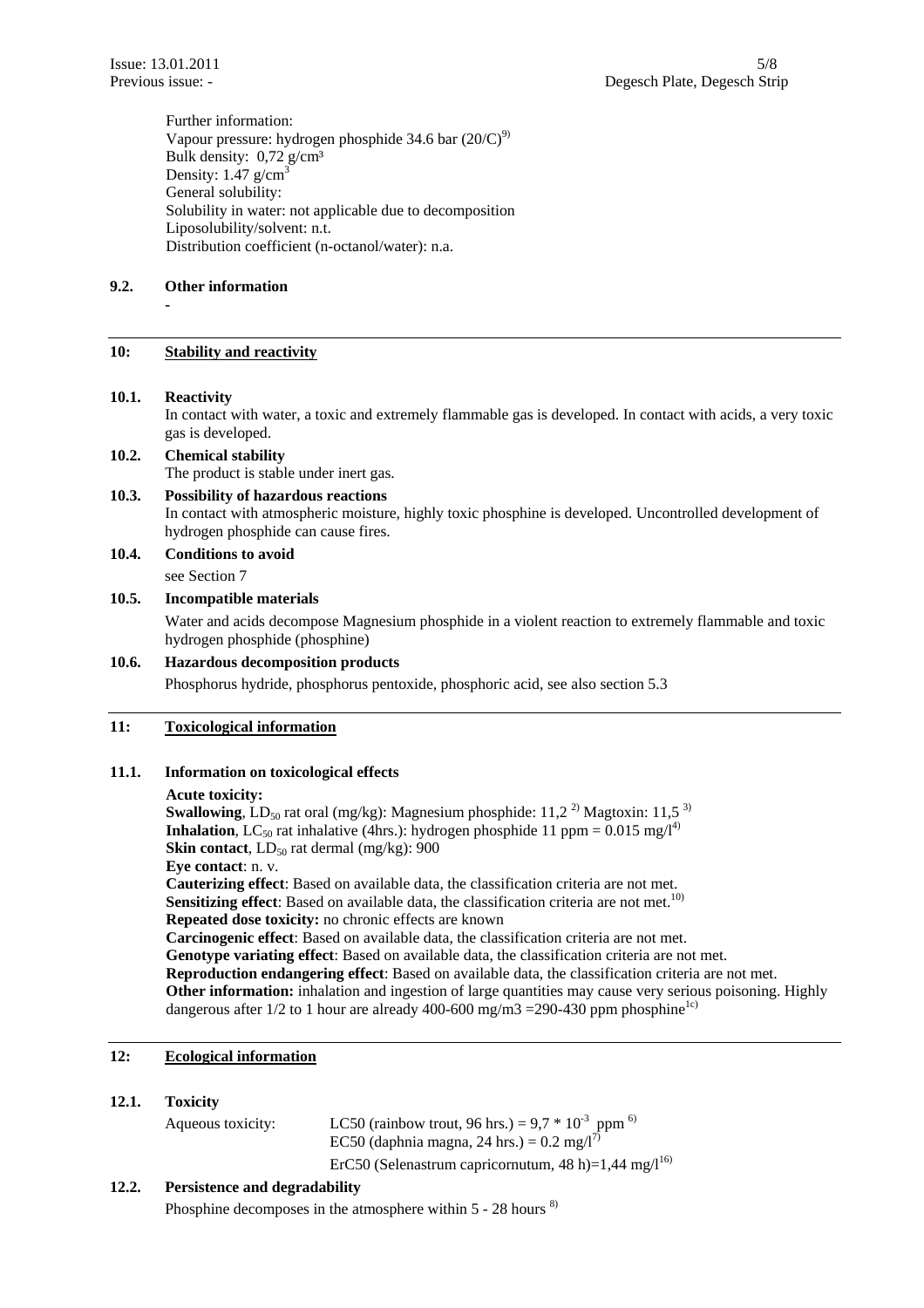Further information:
Vapour pressure: hydrogen phosphide 34.6 bar (20/C)[9]
Bulk density: 0,72 g/cm³
Density: 1.47 g/cm³
General solubility:
Solubility in water: not applicable due to decomposition
Liposolubility/solvent: n.t.
Distribution coefficient (n-octanol/water): n.a.

### 9.2. Other information

-

## 10: Stability and reactivity

### 10.1. Reactivity

In contact with water, a toxic and extremely flammable gas is developed. In contact with acids, a very toxic gas is developed.

### 10.2. Chemical stability

The product is stable under inert gas.

### 10.3. Possibility of hazardous reactions

In contact with atmospheric moisture, highly toxic phosphine is developed. Uncontrolled development of hydrogen phosphide can cause fires.

### 10.4. Conditions to avoid

see Section 7

### 10.5. Incompatible materials

Water and acids decompose Magnesium phosphide in a violent reaction to extremely flammable and toxic hydrogen phosphide (phosphine)

### 10.6. Hazardous decomposition products

Phosphorus hydride, phosphorus pentoxide, phosphoric acid, see also section 5.3

## 11: Toxicological information

### 11.1. Information on toxicological effects

**Acute toxicity:**
**Swallowing**, $LD_{50}$ rat oral (mg/kg): Magnesium phosphide: 11,2 [2] Magtoxin: 11,5 [3]
**Inhalation**, $LC_{50}$ rat inhalative (4hrs.): hydrogen phosphide 11 ppm = 0.015 mg/l[4]
**Skin contact**, $LD_{50}$ rat dermal (mg/kg): 900
**Eye contact**: n. v.
**Cauterizing effect**: Based on available data, the classification criteria are not met.
**Sensitizing effect**: Based on available data, the classification criteria are not met.[10]
**Repeated dose toxicity:** no chronic effects are known
**Carcinogenic effect**: Based on available data, the classification criteria are not met.
**Genotype variating effect**: Based on available data, the classification criteria are not met.
**Reproduction endangering effect**: Based on available data, the classification criteria are not met.
**Other information:** inhalation and ingestion of large quantities may cause very serious poisoning. Highly dangerous after 1/2 to 1 hour are already 400-600 mg/m3 =290-430 ppm phosphine[1c]

## 12: Ecological information

### 12.1. Toxicity

Aqueous toxicity:
LC50 (rainbow trout, 96 hrs.) = $9{,}7 * 10^{-3}$ ppm [6]
EC50 (daphnia magna, 24 hrs.) = 0.2 mg/l[7]
ErC50 (Selenastrum capricornutum, 48 h)=1,44 mg/l[16]

### 12.2. Persistence and degradability

Phosphine decomposes in the atmosphere within 5 - 28 hours [8]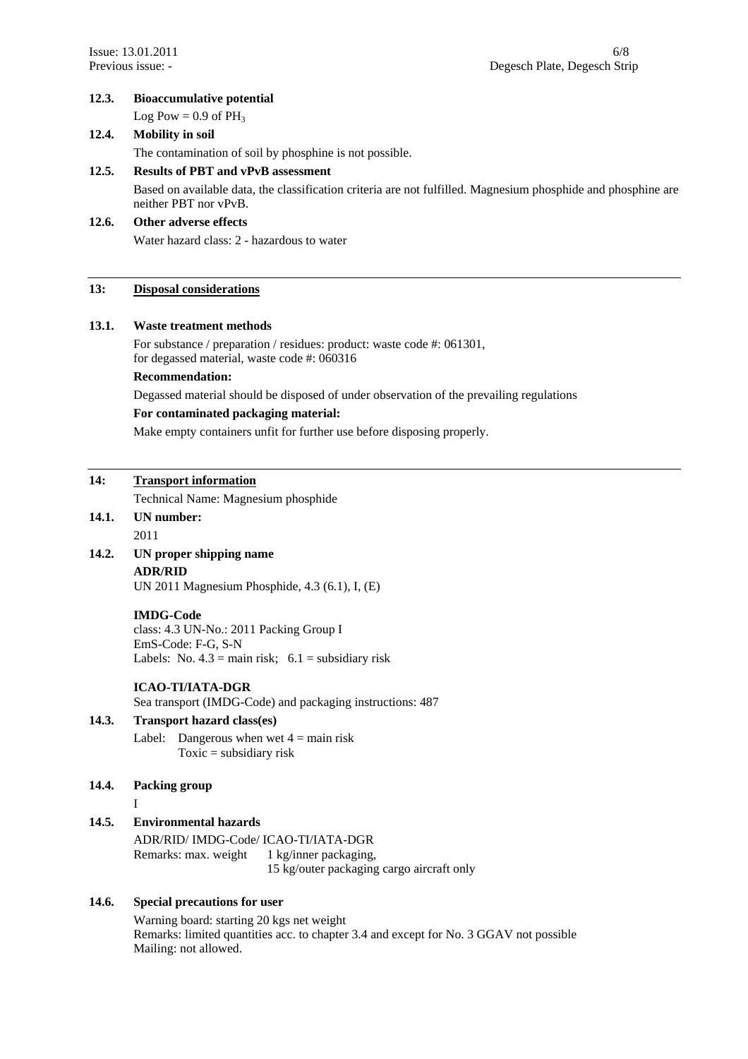**12.3. Bioaccumulative potential**

Log Pow = 0.9 of $PH_3$

**12.4. Mobility in soil**

The contamination of soil by phosphine is not possible.

**12.5. Results of PBT and vPvB assessment**

Based on available data, the classification criteria are not fulfilled. Magnesium phosphide and phosphine are neither PBT nor vPvB.

**12.6. Other adverse effects**

Water hazard class: 2 - hazardous to water

## 13: Disposal considerations

**13.1. Waste treatment methods**

For substance / preparation / residues: product: waste code #: 061301,
for degassed material, waste code #: 060316

**Recommendation:**

Degassed material should be disposed of under observation of the prevailing regulations

**For contaminated packaging material:**

Make empty containers unfit for further use before disposing properly.

## 14: Transport information

Technical Name: Magnesium phosphide

**14.1. UN number:**

2011

**14.2. UN proper shipping name**

**ADR/RID**
UN 2011 Magnesium Phosphide, 4.3 (6.1), I, (E)

**IMDG-Code**
class: 4.3 UN-No.: 2011 Packing Group I
EmS-Code: F-G, S-N
Labels: No. 4.3 = main risk; 6.1 = subsidiary risk

**ICAO-TI/IATA-DGR**
Sea transport (IMDG-Code) and packaging instructions: 487

**14.3. Transport hazard class(es)**

Label: Dangerous when wet 4 = main risk
Toxic = subsidiary risk

**14.4. Packing group**

I

**14.5. Environmental hazards**

ADR/RID/ IMDG-Code/ ICAO-TI/IATA-DGR
Remarks: max. weight 1 kg/inner packaging,
15 kg/outer packaging cargo aircraft only

**14.6. Special precautions for user**

Warning board: starting 20 kgs net weight
Remarks: limited quantities acc. to chapter 3.4 and except for No. 3 GGAV not possible
Mailing: not allowed.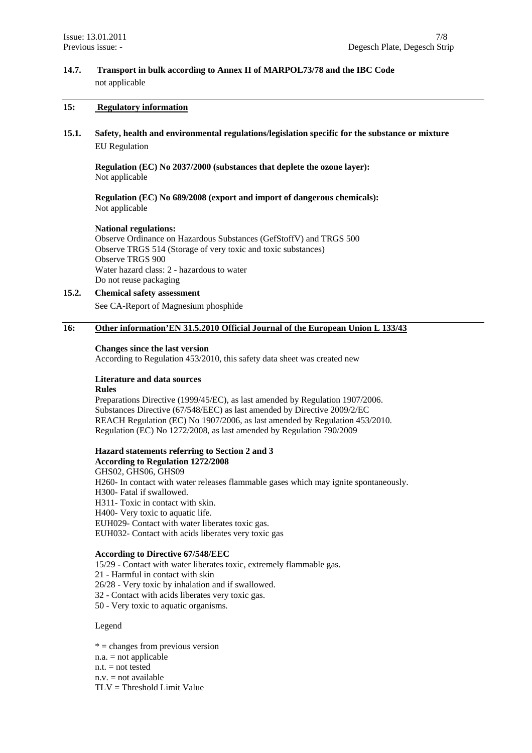### 14.7. Transport in bulk according to Annex II of MARPOL73/78 and the IBC Code

not applicable

## 15: Regulatory information

### 15.1. Safety, health and environmental regulations/legislation specific for the substance or mixture

EU Regulation

**Regulation (EC) No 2037/2000 (substances that deplete the ozone layer):**
Not applicable

**Regulation (EC) No 689/2008 (export and import of dangerous chemicals):**
Not applicable

**National regulations:**
Observe Ordinance on Hazardous Substances (GefStoffV) and TRGS 500
Observe TRGS 514 (Storage of very toxic and toxic substances)
Observe TRGS 900
Water hazard class: 2 - hazardous to water
Do not reuse packaging

### 15.2. Chemical safety assessment

See CA-Report of Magnesium phosphide

## 16: Other information'EN 31.5.2010 Official Journal of the European Union L 133/43

**Changes since the last version**
According to Regulation 453/2010, this safety data sheet was created new

**Literature and data sources**
**Rules**
Preparations Directive (1999/45/EC), as last amended by Regulation 1907/2006.
Substances Directive (67/548/EEC) as last amended by Directive 2009/2/EC
REACH Regulation (EC) No 1907/2006, as last amended by Regulation 453/2010.
Regulation (EC) No 1272/2008, as last amended by Regulation 790/2009

**Hazard statements referring to Section 2 and 3**
**According to Regulation 1272/2008**
GHS02, GHS06, GHS09
H260- In contact with water releases flammable gases which may ignite spontaneously.
H300- Fatal if swallowed.
H311- Toxic in contact with skin.
H400- Very toxic to aquatic life.
EUH029- Contact with water liberates toxic gas.
EUH032- Contact with acids liberates very toxic gas

**According to Directive 67/548/EEC**
15/29 - Contact with water liberates toxic, extremely flammable gas.
21 - Harmful in contact with skin
26/28 - Very toxic by inhalation and if swallowed.
32 - Contact with acids liberates very toxic gas.
50 - Very toxic to aquatic organisms.

Legend

* = changes from previous version
n.a. = not applicable
n.t. = not tested
n.v. = not available
TLV = Threshold Limit Value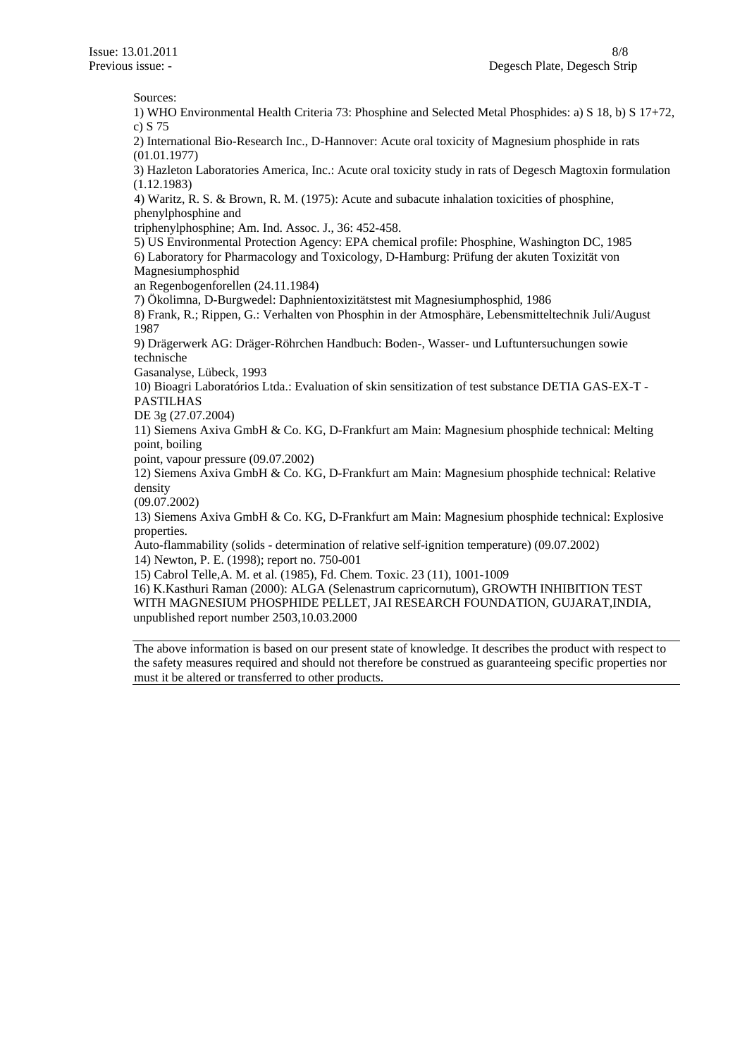Sources:

1) WHO Environmental Health Criteria 73: Phosphine and Selected Metal Phosphides: a) S 18, b) S 17+72, c) S 75

2) International Bio-Research Inc., D-Hannover: Acute oral toxicity of Magnesium phosphide in rats (01.01.1977)

3) Hazleton Laboratories America, Inc.: Acute oral toxicity study in rats of Degesch Magtoxin formulation (1.12.1983)

4) Waritz, R. S. & Brown, R. M. (1975): Acute and subacute inhalation toxicities of phosphine, phenylphosphine and triphenylphosphine; Am. Ind. Assoc. J., 36: 452-458.

5) US Environmental Protection Agency: EPA chemical profile: Phosphine, Washington DC, 1985

6) Laboratory for Pharmacology and Toxicology, D-Hamburg: Prüfung der akuten Toxizität von Magnesiumphosphid an Regenbogenforellen (24.11.1984)

7) Ökolimna, D-Burgwedel: Daphnientoxizitätstest mit Magnesiumphosphid, 1986

8) Frank, R.; Rippen, G.: Verhalten von Phosphin in der Atmosphäre, Lebensmitteltechnik Juli/August 1987

9) Drägerwerk AG: Dräger-Röhrchen Handbuch: Boden-, Wasser- und Luftuntersuchungen sowie technische Gasanalyse, Lübeck, 1993

10) Bioagri Laboratórios Ltda.: Evaluation of skin sensitization of test substance DETIA GAS-EX-T - PASTILHAS DE 3g (27.07.2004)

11) Siemens Axiva GmbH & Co. KG, D-Frankfurt am Main: Magnesium phosphide technical: Melting point, boiling point, vapour pressure (09.07.2002)

12) Siemens Axiva GmbH & Co. KG, D-Frankfurt am Main: Magnesium phosphide technical: Relative density (09.07.2002)

13) Siemens Axiva GmbH & Co. KG, D-Frankfurt am Main: Magnesium phosphide technical: Explosive properties.
Auto-flammability (solids - determination of relative self-ignition temperature) (09.07.2002)

14) Newton, P. E. (1998); report no. 750-001

15) Cabrol Telle,A. M. et al. (1985), Fd. Chem. Toxic. 23 (11), 1001-1009

16) K.Kasthuri Raman (2000): ALGA (Selenastrum capricornutum), GROWTH INHIBITION TEST WITH MAGNESIUM PHOSPHIDE PELLET, JAI RESEARCH FOUNDATION, GUJARAT,INDIA, unpublished report number 2503,10.03.2000

---

The above information is based on our present state of knowledge. It describes the product with respect to the safety measures required and should not therefore be construed as guaranteeing specific properties nor must it be altered or transferred to other products.